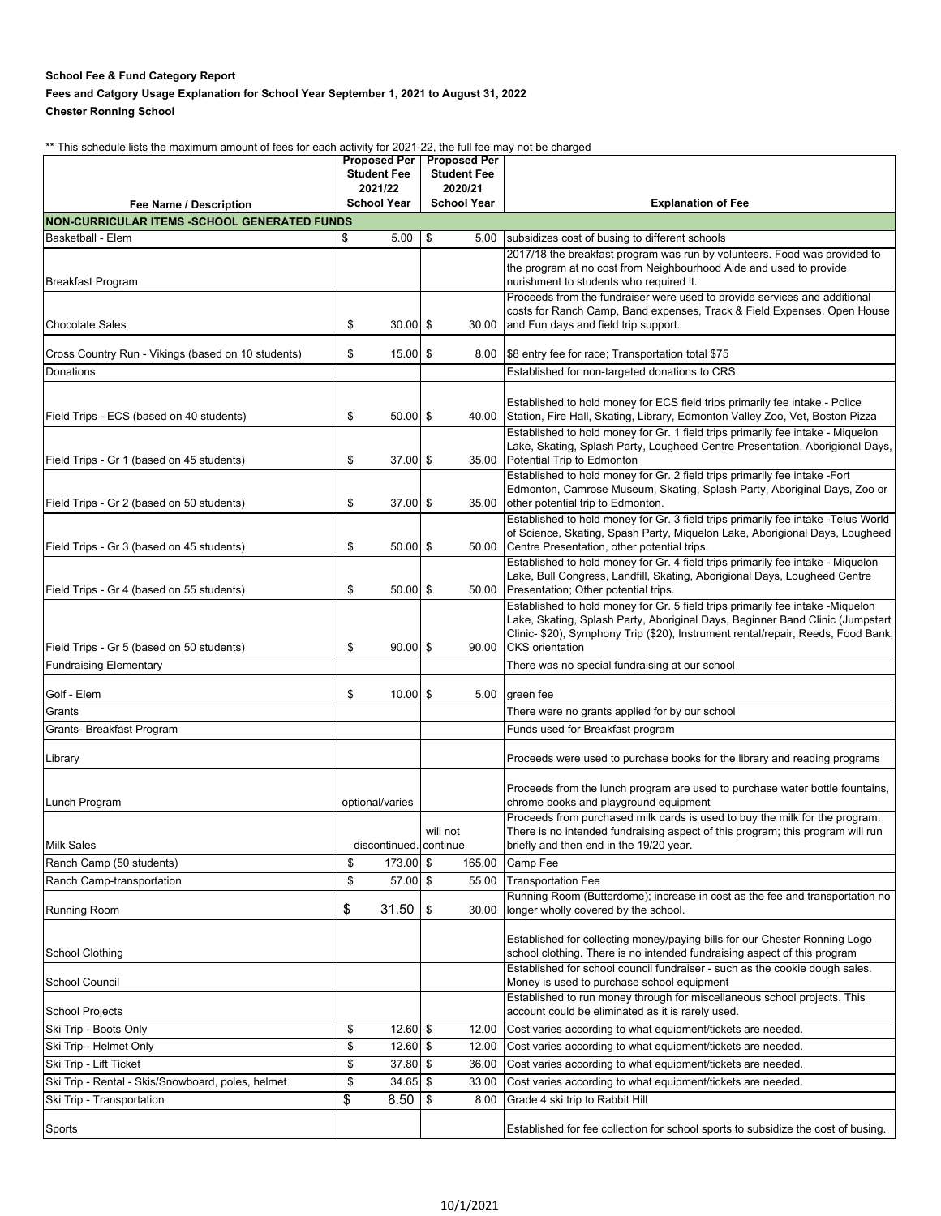**School Fee & Fund Category Report**

**Fees and Catgory Usage Explanation for School Year September 1, 2021 to August 31, 2022**

**Chester Ronning School**

** This schedule lists the maximum amount of fees for each activity for 2021-22, the full fee may not be charged

| Fee Name / Description | Proposed Per Student Fee 2021/22 School Year | Proposed Per Student Fee 2020/21 School Year | Explanation of Fee |
|---|---|---|---|
| **NON-CURRICULAR ITEMS -SCHOOL GENERATED FUNDS** | | | |
| Basketball - Elem | $ 5.00 | $ 5.00 | subsidizes cost of busing to different schools |
| Breakfast Program | | | 2017/18 the breakfast program was run by volunteers. Food was provided to the program at no cost from Neighbourhood Aide and used to provide nurishment to students who required it. |
| Chocolate Sales | $ 30.00 | $ 30.00 | Proceeds from the fundraiser were used to provide services and additional costs for Ranch Camp, Band expenses, Track & Field Expenses, Open House and Fun days and field trip support. |
| Cross Country Run - Vikings (based on 10 students) | $ 15.00 | $ 8.00 | $8 entry fee for race; Transportation total $75 |
| Donations | | | Established for non-targeted donations to CRS |
| Field Trips - ECS (based on 40 students) | $ 50.00 | $ 40.00 | Established to hold money for ECS field trips primarily fee intake - Police Station, Fire Hall, Skating, Library, Edmonton Valley Zoo, Vet, Boston Pizza |
| Field Trips - Gr 1 (based on 45 students) | $ 37.00 | $ 35.00 | Established to hold money for Gr. 1 field trips primarily fee intake - Miquelon Lake, Skating, Splash Party, Lougheed Centre Presentation, Aboriginal Days, Potential Trip to Edmonton |
| Field Trips - Gr 2 (based on 50 students) | $ 37.00 | $ 35.00 | Established to hold money for Gr. 2 field trips primarily fee intake -Fort Edmonton, Camrose Museum, Skating, Splash Party, Aboriginal Days, Zoo or other potential trip to Edmonton. |
| Field Trips - Gr 3 (based on 45 students) | $ 50.00 | $ 50.00 | Established to hold money for Gr. 3 field trips primarily fee intake -Telus World of Science, Skating, Spash Party, Miquelon Lake, Aborigional Days, Lougheed Centre Presentation, other potential trips. |
| Field Trips - Gr 4 (based on 55 students) | $ 50.00 | $ 50.00 | Established to hold money for Gr. 4 field trips primarily fee intake - Miquelon Lake, Bull Congress, Landfill, Skating, Aborigional Days, Lougheed Centre Presentation; Other potential trips. |
| Field Trips - Gr 5 (based on 50 students) | $ 90.00 | $ 90.00 | Established to hold money for Gr. 5 field trips primarily fee intake -Miquelon Lake, Skating, Splash Party, Aboriginal Days, Beginner Band Clinic (Jumpstart Clinic- $20), Symphony Trip ($20), Instrument rental/repair, Reeds, Food Bank, CKS orientation |
| Fundraising Elementary | | | There was no special fundraising at our school |
| Golf - Elem | $ 10.00 | $ 5.00 | green fee |
| Grants | | | There were no grants applied for by our school |
| Grants- Breakfast Program | | | Funds used for Breakfast program |
| Library | | | Proceeds were used to purchase books for the library and reading programs |
| Lunch Program | optional/varies | | Proceeds from the lunch program are used to purchase water bottle fountains, chrome books and playground equipment |
| Milk Sales | discontinued. | will not continue | Proceeds from purchased milk cards is used to buy the milk for the program. There is no intended fundraising aspect of this program; this program will run briefly and then end in the 19/20 year. |
| Ranch Camp (50 students) | $ 173.00 | $ 165.00 | Camp Fee |
| Ranch Camp-transportation | $ 57.00 | $ 55.00 | Transportation Fee |
| Running Room | $ 31.50 | $ 30.00 | Running Room (Butterdome); increase in cost as the fee and transportation no longer wholly covered by the school. |
| School Clothing | | | Established for collecting money/paying bills for our Chester Ronning Logo school clothing. There is no intended fundraising aspect of this program |
| School Council | | | Established for school council fundraiser - such as the cookie dough sales. Money is used to purchase school equipment |
| School Projects | | | Established to run money through for miscellaneous school projects. This account could be eliminated as it is rarely used. |
| Ski Trip - Boots Only | $ 12.60 | $ 12.00 | Cost varies according to what equipment/tickets are needed. |
| Ski Trip - Helmet Only | $ 12.60 | $ 12.00 | Cost varies according to what equipment/tickets are needed. |
| Ski Trip - Lift Ticket | $ 37.80 | $ 36.00 | Cost varies according to what equipment/tickets are needed. |
| Ski Trip - Rental - Skis/Snowboard, poles, helmet | $ 34.65 | $ 33.00 | Cost varies according to what equipment/tickets are needed. |
| Ski Trip - Transportation | $ 8.50 | $ 8.00 | Grade 4 ski trip to Rabbit Hill |
| Sports | | | Established for fee collection for school sports to subsidize the cost of busing. |

10/1/2021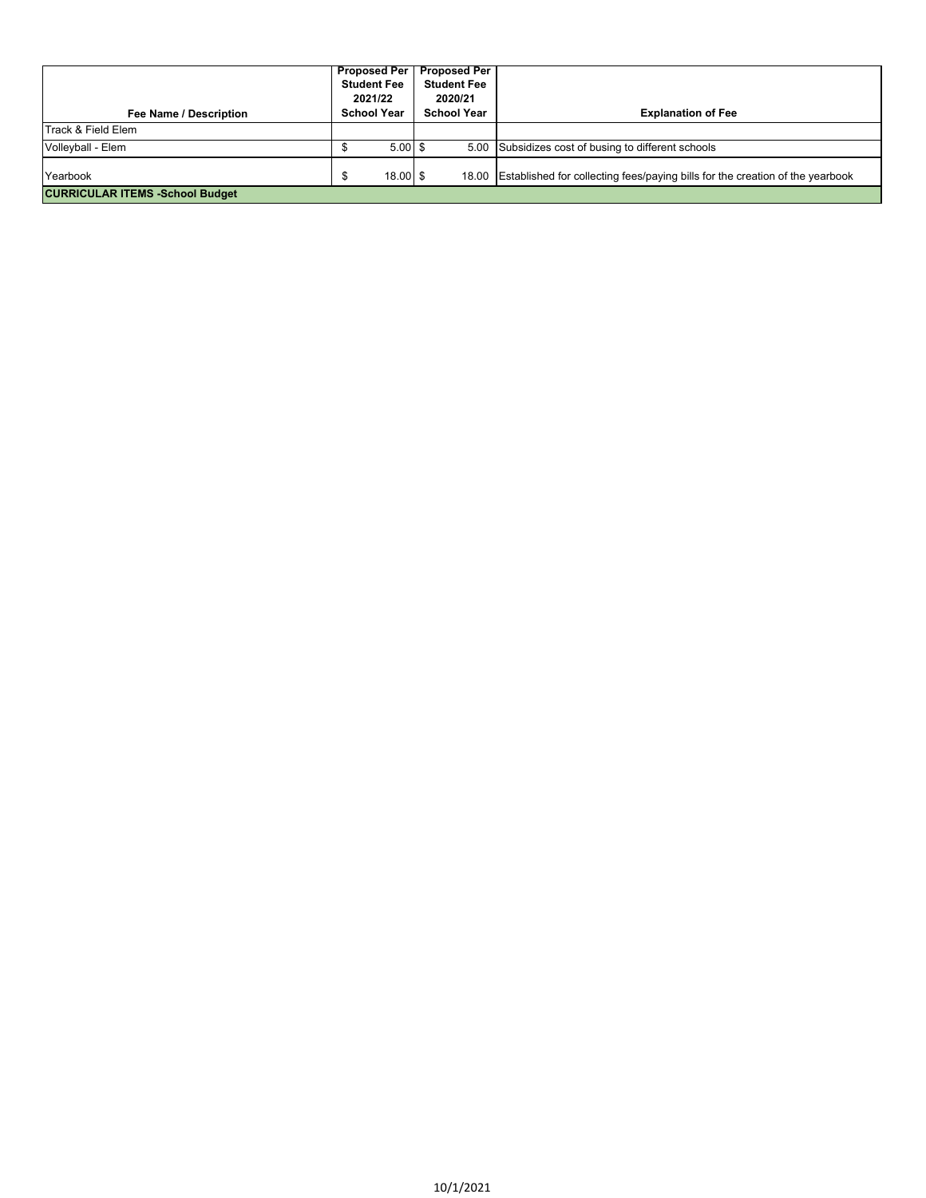| Fee Name / Description | Proposed Per Student Fee 2021/22 School Year | Proposed Per Student Fee 2020/21 School Year | Explanation of Fee |
|---|---|---|---|
| Track & Field Elem | | | |
| Volleyball - Elem | $ 5.00 | $ 5.00 | Subsidizes cost of busing to different schools |
| Yearbook | $ 18.00 | $ 18.00 | Established for collecting fees/paying bills for the creation of the yearbook |
| **CURRICULAR ITEMS -School Budget** | | | |

10/1/2021